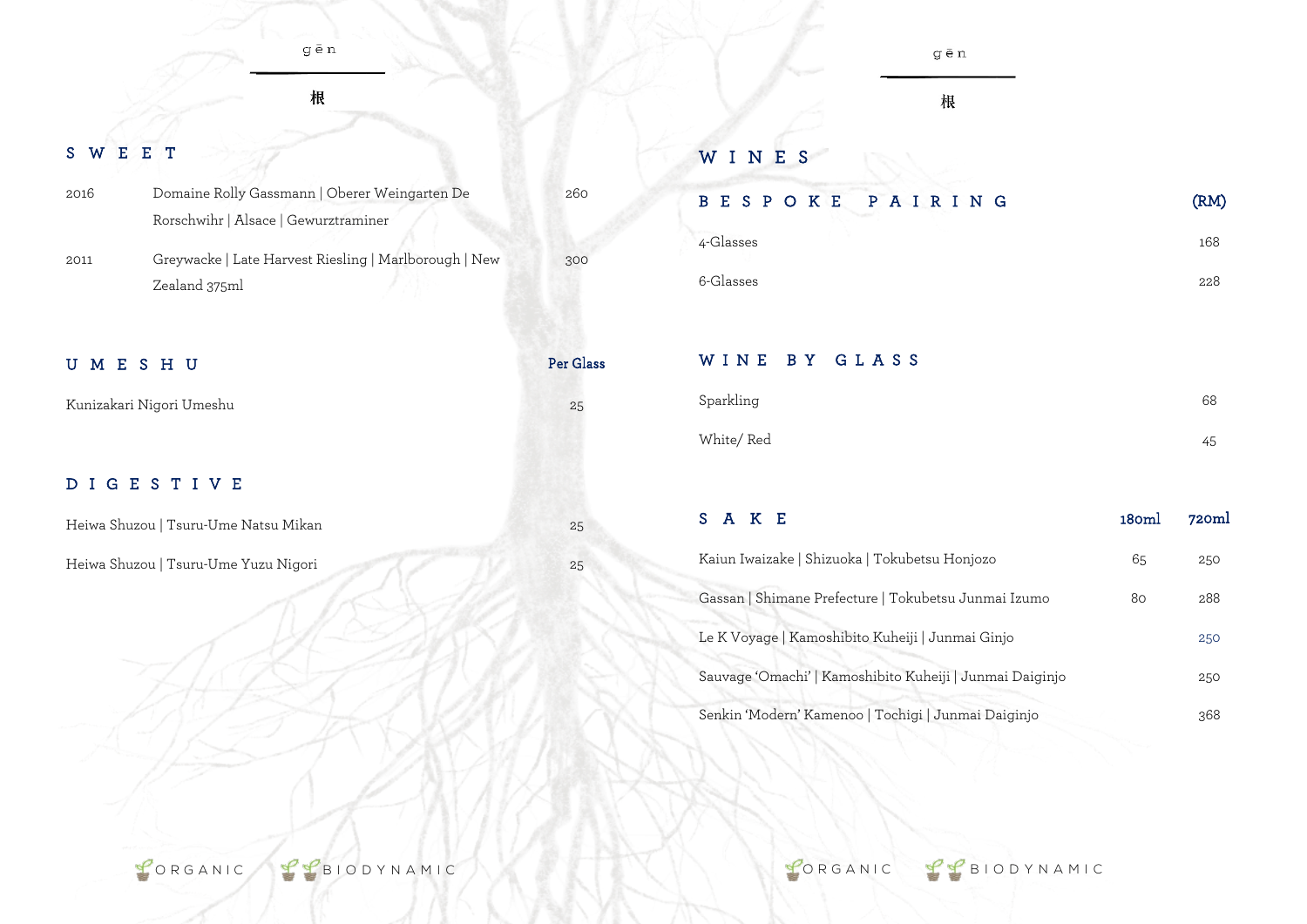gēn

根

## SWEET

| | | |
|---|---|---|
| 2016 | Domaine Rolly Gassmann \| Oberer Weingarten De Rorschwihr \| Alsace \| Gewurztraminer | 260 |
| 2011 | Greywacke \| Late Harvest Riesling \| Marlborough \| New Zealand 375ml | 300 |

## UMESHU

| | Per Glass |
|---|---|
| Kunizakari Nigori Umeshu | 25 |

## DIGESTIVE

| | |
|---|---|
| Heiwa Shuzou \| Tsuru-Ume Natsu Mikan | 25 |
| Heiwa Shuzou \| Tsuru-Ume Yuzu Nigori | 25 |

ORGANIC BIODYNAMIC

gēn

根

## WINES

### BESPOKE PAIRING

| | (RM) |
|---|---|
| 4-Glasses | 168 |
| 6-Glasses | 228 |

### WINE BY GLASS

| | |
|---|---|
| Sparkling | 68 |
| White/ Red | 45 |

## SAKE

| | 180ml | 720ml |
|---|---|---|
| Kaiun Iwaizake \| Shizuoka \| Tokubetsu Honjozo | 65 | 250 |
| Gassan \| Shimane Prefecture \| Tokubetsu Junmai Izumo | 80 | 288 |
| Le K Voyage \| Kamoshibito Kuheiji \| Junmai Ginjo | | 250 |
| Sauvage 'Omachi' \| Kamoshibito Kuheiji \| Junmai Daiginjo | | 250 |
| Senkin 'Modern' Kamenoo \| Tochigi \| Junmai Daiginjo | | 368 |

ORGANIC BIODYNAMIC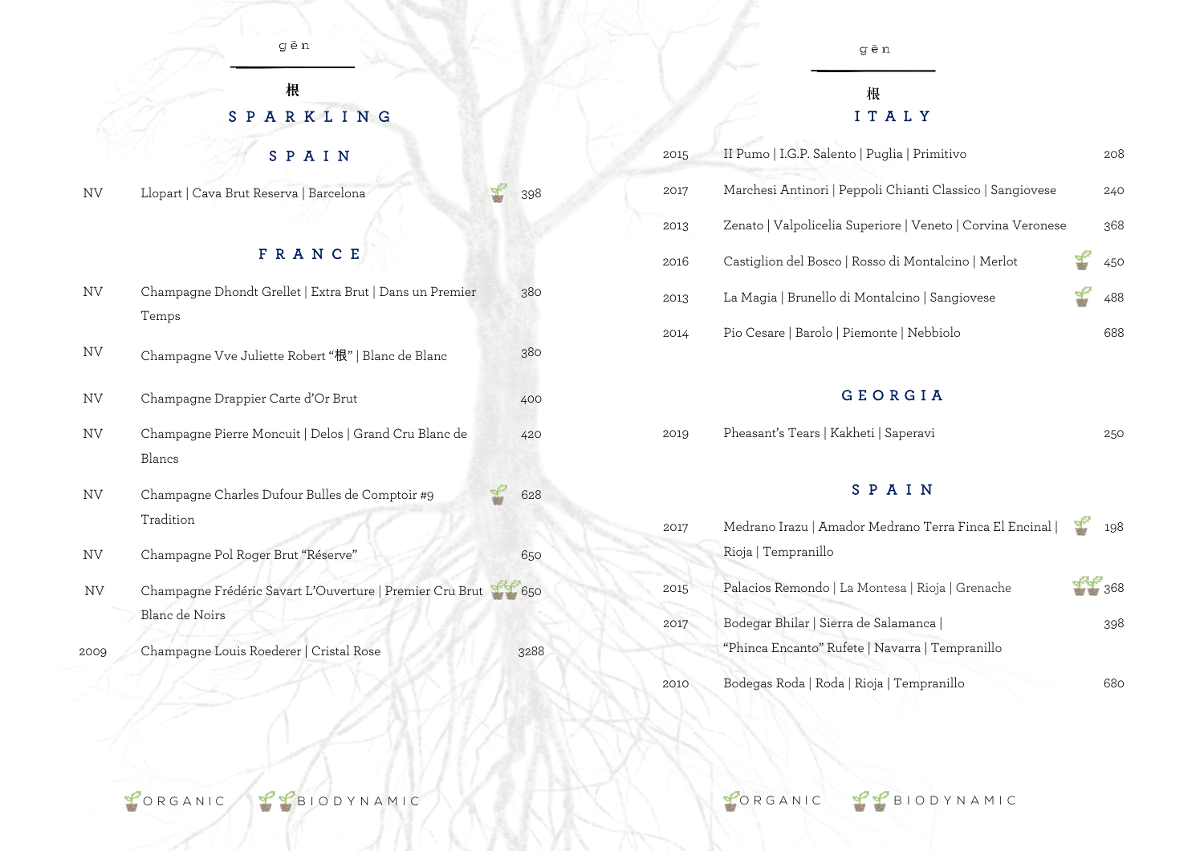gēn

根

# SPARKLING

## SPAIN

| Vintage | Wine | | Price |
|---|---|---|---|
| NV | Llopart \| Cava Brut Reserva \| Barcelona | Organic | 398 |

## FRANCE

| Vintage | Wine | | Price |
|---|---|---|---|
| NV | Champagne Dhondt Grellet \| Extra Brut \| Dans un Premier Temps | | 380 |
| NV | Champagne Vve Juliette Robert "根" \| Blanc de Blanc | | 380 |
| NV | Champagne Drappier Carte d'Or Brut | | 400 |
| NV | Champagne Pierre Moncuit \| Delos \| Grand Cru Blanc de Blancs | | 420 |
| NV | Champagne Charles Dufour Bulles de Comptoir #9 Tradition | Organic | 628 |
| NV | Champagne Pol Roger Brut "Réserve" | | 650 |
| NV | Champagne Frédéric Savart L'Ouverture \| Premier Cru Brut Blanc de Noirs | Biodynamic | 650 |
| 2009 | Champagne Louis Roederer \| Cristal Rose | | 3288 |

ORGANIC BIODYNAMIC

gēn

根

# ITALY

| Vintage | Wine | | Price |
|---|---|---|---|
| 2015 | Il Pumo \| I.G.P. Salento \| Puglia \| Primitivo | | 208 |
| 2017 | Marchesi Antinori \| Peppoli Chianti Classico \| Sangiovese | | 240 |
| 2013 | Zenato \| Valpolicelia Superiore \| Veneto \| Corvina Veronese | | 368 |
| 2016 | Castiglion del Bosco \| Rosso di Montalcino \| Merlot | Organic | 450 |
| 2013 | La Magia \| Brunello di Montalcino \| Sangiovese | Organic | 488 |
| 2014 | Pio Cesare \| Barolo \| Piemonte \| Nebbiolo | | 688 |

## GEORGIA

| Vintage | Wine | | Price |
|---|---|---|---|
| 2019 | Pheasant's Tears \| Kakheti \| Saperavi | | 250 |

## SPAIN

| Vintage | Wine | | Price |
|---|---|---|---|
| 2017 | Medrano Irazu \| Amador Medrano Terra Finca El Encinal \| Rioja \| Tempranillo | Organic | 198 |
| 2015 | Palacios Remondo \| La Montesa \| Rioja \| Grenache | Biodynamic | 368 |
| 2017 | Bodegar Bhilar \| Sierra de Salamanca \| "Phinca Encanto" Rufete \| Navarra \| Tempranillo | | 398 |
| 2010 | Bodegas Roda \| Roda \| Rioja \| Tempranillo | | 680 |

ORGANIC BIODYNAMIC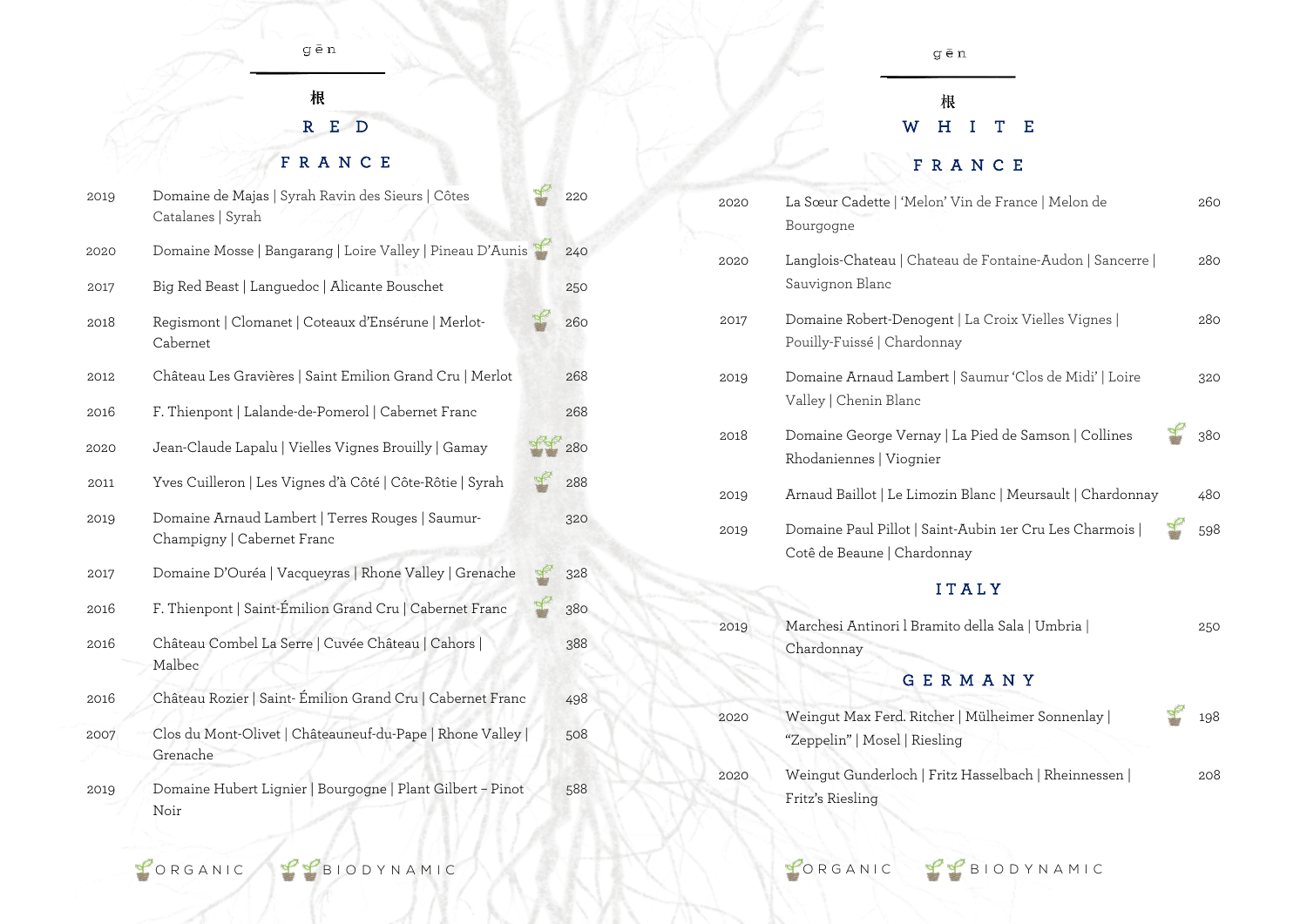## RED

### FRANCE

| Year | Wine | Organic / Biodynamic | Price |
|---|---|---|---|
| 2019 | Domaine de Majas \| Syrah Ravin des Sieurs \| Côtes Catalanes \| Syrah | Organic | 220 |
| 2020 | Domaine Mosse \| Bangarang \| Loire Valley \| Pineau D'Aunis | Organic | 240 |
| 2017 | Big Red Beast \| Languedoc \| Alicante Bouschet | | 250 |
| 2018 | Regismont \| Clomanet \| Coteaux d'Ensérune \| Merlot-Cabernet | Organic | 260 |
| 2012 | Château Les Gravières \| Saint Emilion Grand Cru \| Merlot | | 268 |
| 2016 | F. Thienpont \| Lalande-de-Pomerol \| Cabernet Franc | | 268 |
| 2020 | Jean-Claude Lapalu \| Vielles Vignes Brouilly \| Gamay | Biodynamic | 280 |
| 2011 | Yves Cuilleron \| Les Vignes d'à Côté \| Côte-Rôtie \| Syrah | Organic | 288 |
| 2019 | Domaine Arnaud Lambert \| Terres Rouges \| Saumur-Champigny \| Cabernet Franc | | 320 |
| 2017 | Domaine D'Ouréa \| Vacqueyras \| Rhone Valley \| Grenache | Organic | 328 |
| 2016 | F. Thienpont \| Saint-Émilion Grand Cru \| Cabernet Franc | Organic | 380 |
| 2016 | Château Combel La Serre \| Cuvée Château \| Cahors \| Malbec | | 388 |
| 2016 | Château Rozier \| Saint- Émilion Grand Cru \| Cabernet Franc | | 498 |
| 2007 | Clos du Mont-Olivet \| Châteauneuf-du-Pape \| Rhone Valley \| Grenache | | 508 |
| 2019 | Domaine Hubert Lignier \| Bourgogne \| Plant Gilbert – Pinot Noir | | 588 |

ORGANIC    BIODYNAMIC

## WHITE

### FRANCE

| Year | Wine | Organic / Biodynamic | Price |
|---|---|---|---|
| 2020 | La Sœur Cadette \| 'Melon' Vin de France \| Melon de Bourgogne | | 260 |
| 2020 | Langlois-Chateau \| Chateau de Fontaine-Audon \| Sancerre \| Sauvignon Blanc | | 280 |
| 2017 | Domaine Robert-Denogent \| La Croix Vielles Vignes \| Pouilly-Fuissé \| Chardonnay | | 280 |
| 2019 | Domaine Arnaud Lambert \| Saumur 'Clos de Midi' \| Loire Valley \| Chenin Blanc | | 320 |
| 2018 | Domaine George Vernay \| La Pied de Samson \| Collines Rhodaniennes \| Viognier | Organic | 380 |
| 2019 | Arnaud Baillot \| Le Limozin Blanc \| Meursault \| Chardonnay | | 480 |
| 2019 | Domaine Paul Pillot \| Saint-Aubin 1er Cru Les Charmois \| Cotê de Beaune \| Chardonnay | Organic | 598 |

### ITALY

| Year | Wine | Organic / Biodynamic | Price |
|---|---|---|---|
| 2019 | Marchesi Antinori l Bramito della Sala \| Umbria \| Chardonnay | | 250 |

### GERMANY

| Year | Wine | Organic / Biodynamic | Price |
|---|---|---|---|
| 2020 | Weingut Max Ferd. Ritcher \| Mülheimer Sonnenlay \| "Zeppelin" \| Mosel \| Riesling | Organic | 198 |
| 2020 | Weingut Gunderloch \| Fritz Hasselbach \| Rheinnessen \| Fritz's Riesling | | 208 |

ORGANIC    BIODYNAMIC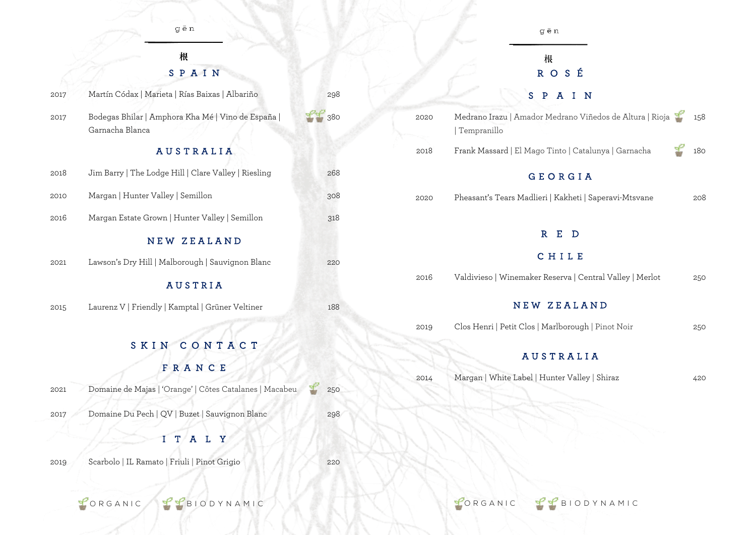gēn

根

## SPAIN

| | | |
|---|---|---|
| 2017 | Martín Códax \| Marieta \| Rías Baixas \| Albariño | 298 |
| 2017 | Bodegas Bhilar \| Amphora Kha Mé \| Vino de España \| Garnacha Blanca (biodynamic) | 380 |

## AUSTRALIA

| | | |
|---|---|---|
| 2018 | Jim Barry \| The Lodge Hill \| Clare Valley \| Riesling | 268 |
| 2010 | Margan \| Hunter Valley \| Semillon | 308 |
| 2016 | Margan Estate Grown \| Hunter Valley \| Semillon | 318 |

## NEW ZEALAND

| | | |
|---|---|---|
| 2021 | Lawson's Dry Hill \| Malborough \| Sauvignon Blanc | 220 |

## AUSTRIA

| | | |
|---|---|---|
| 2015 | Laurenz V \| Friendly \| Kamptal \| Grüner Veltiner | 188 |

# SKIN CONTACT

## FRANCE

| | | |
|---|---|---|
| 2021 | Domaine de Majas \| 'Orange' \| Côtes Catalanes \| Macabeu (organic) | 250 |
| 2017 | Domaine Du Pech \| QV \| Buzet \| Sauvignon Blanc | 298 |

## ITALY

| | | |
|---|---|---|
| 2019 | Scarbolo \| IL Ramato \| Friuli \| Pinot Grigio | 220 |

ORGANIC BIODYNAMIC

gēn

根

# ROSÉ

## SPAIN

| | | |
|---|---|---|
| 2020 | Medrano Irazu \| Amador Medrano Viñedos de Altura \| Rioja \| Tempranillo (organic) | 158 |
| 2018 | Frank Massard \| El Mago Tinto \| Catalunya \| Garnacha (organic) | 180 |

## GEORGIA

| | | |
|---|---|---|
| 2020 | Pheasant's Tears Madlieri \| Kakheti \| Saperavi-Mtsvane | 208 |

# RED

## CHILE

| | | |
|---|---|---|
| 2016 | Valdivieso \| Winemaker Reserva \| Central Valley \| Merlot | 250 |

## NEW ZEALAND

| | | |
|---|---|---|
| 2019 | Clos Henri \| Petit Clos \| Marlborough \| Pinot Noir | 250 |

## AUSTRALIA

| | | |
|---|---|---|
| 2014 | Margan \| White Label \| Hunter Valley \| Shiraz | 420 |

ORGANIC BIODYNAMIC